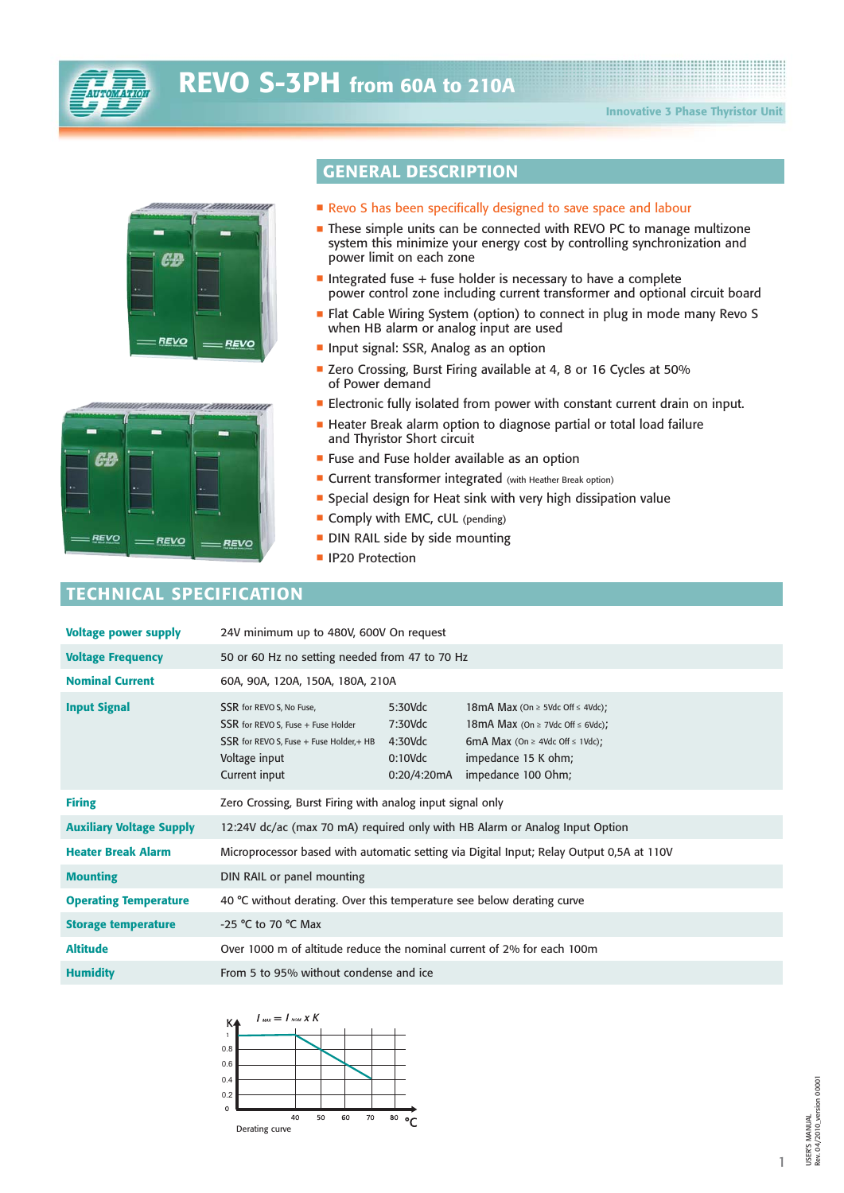# REVO S-3PH from 60A to 210A

Innovative 3 Phase Thyristor Unit

## GENERAL DESCRIPTION

- Revo S has been specifically designed to save space and labour
- These simple units can be connected with REVO PC to manage multizone system this minimize your energy cost by controlling synchronization and power limit on each zone
- Integrated fuse + fuse holder is necessary to have a complete power control zone including current transformer and optional circuit board
- Flat Cable Wiring System (option) to connect in plug in mode many Revo S when HB alarm or analog input are used
- Input signal: SSR, Analog as an option
- Zero Crossing, Burst Firing available at 4, 8 or 16 Cycles at 50% of Power demand
- Electronic fully isolated from power with constant current drain on input.
- Heater Break alarm option to diagnose partial or total load failure and Thyristor Short circuit
- Fuse and Fuse holder available as an option
- Current transformer integrated (with Heather Break option)
- Special design for Heat sink with very high dissipation value
- Comply with EMC, cUL (pending)
- DIN RAIL side by side mounting
- IP20 Protection

## TECHNICAL SPECIFICATION

| | | | |
|---|---|---|---|
| **Voltage power supply** | 24V minimum up to 480V, 600V On request | | |
| **Voltage Frequency** | 50 or 60 Hz no setting needed from 47 to 70 Hz | | |
| **Nominal Current** | 60A, 90A, 120A, 150A, 180A, 210A | | |
| **Input Signal** | SSR for REVO S, No Fuse, | 5:30Vdc | 18mA Max (On ≥ 5Vdc Off ≤ 4Vdc); |
| | SSR for REVO S, Fuse + Fuse Holder | 7:30Vdc | 18mA Max (On ≥ 7Vdc Off ≤ 6Vdc); |
| | SSR for REVO S, Fuse + Fuse Holder,+ HB | 4:30Vdc | 6mA Max (On ≥ 4Vdc Off ≤ 1Vdc); |
| | Voltage input | 0:10Vdc | impedance 15 K ohm; |
| | Current input | 0:20/4:20mA | impedance 100 Ohm; |
| **Firing** | Zero Crossing, Burst Firing with analog input signal only | | |
| **Auxiliary Voltage Supply** | 12:24V dc/ac (max 70 mA) required only with HB Alarm or Analog Input Option | | |
| **Heater Break Alarm** | Microprocessor based with automatic setting via Digital Input; Relay Output 0,5A at 110V | | |
| **Mounting** | DIN RAIL or panel mounting | | |
| **Operating Temperature** | 40 °C without derating. Over this temperature see below derating curve | | |
| **Storage temperature** | -25 °C to 70 °C Max | | |
| **Altitude** | Over 1000 m of altitude reduce the nominal current of 2% for each 100m | | |
| **Humidity** | From 5 to 95% without condense and ice | | |

$I_{MAX} = I_{NOM} \times K$

Derating curve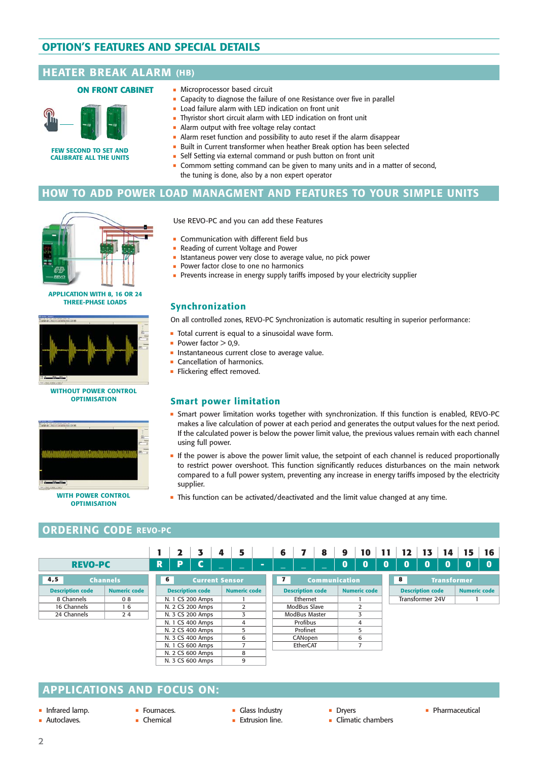# OPTION'S FEATURES AND SPECIAL DETAILS

## HEATER BREAK ALARM (HB)

**ON FRONT CABINET**

**FEW SECOND TO SET AND CALIBRATE ALL THE UNITS**

- Microprocessor based circuit
- Capacity to diagnose the failure of one Resistance over five in parallel
- Load failure alarm with LED indication on front unit
- Thyristor short circuit alarm with LED indication on front unit
- Alarm output with free voltage relay contact
- Alarm reset function and possibility to auto reset if the alarm disappear
- Built in Current transformer when heather Break option has been selected
- Self Setting via external command or push button on front unit
- Commom setting command can be given to many units and in a matter of second, the tuning is done, also by a non expert operator

## HOW TO ADD POWER LOAD MANAGMENT AND FEATURES TO YOUR SIMPLE UNITS

**APPLICATION WITH 8, 16 OR 24 THREE-PHASE LOADS**

Use REVO-PC and you can add these Features

- Communication with different field bus
- Reading of current Voltage and Power
- Istantaneous power very close to average value, no pick power
- Power factor close to one no harmonics
- Prevents increase in energy supply tariffs imposed by your electricity supplier

**WITHOUT POWER CONTROL OPTIMISATION**

**WITH POWER CONTROL OPTIMISATION**

### Synchronization

On all controlled zones, REVO-PC Synchronization is automatic resulting in superior performance:

- Total current is equal to a sinusoidal wave form.
- Power factor > 0,9.
- Instantaneous current close to average value.
- Cancellation of harmonics.
- Flickering effect removed.

### Smart power limitation

- Smart power limitation works together with synchronization. If this function is enabled, REVO-PC makes a live calculation of power at each period and generates the output values for the next period. If the calculated power is below the power limit value, the previous values remain with each channel using full power.
- If the power is above the power limit value, the setpoint of each channel is reduced proportionally to restrict power overshoot. This function significantly reduces disturbances on the main network compared to a full power system, preventing any increase in energy tariffs imposed by the electricity supplier.
- This function can be activated/deactivated and the limit value changed at any time.

## ORDERING CODE REVO-PC

| | 1 | 2 | 3 | 4 | 5 | | 6 | 7 | 8 | 9 | 10 | 11 | 12 | 13 | 14 | 15 | 16 |
|---|---|---|---|---|---|---|---|---|---|---|---|---|---|---|---|---|---|
| **REVO-PC** | R | P | C | _ | _ | - | _ | _ | _ | 0 | 0 | 0 | 0 | 0 | 0 | 0 | 0 |

**4,5 Channels**

| Description code | Numeric code |
|---|---|
| 8 Channels | 0 8 |
| 16 Channels | 1 6 |
| 24 Channels | 2 4 |

**6 Current Sensor**

| Description code | Numeric code |
|---|---|
| N. 1 CS 200 Amps | 1 |
| N. 2 CS 200 Amps | 2 |
| N. 3 CS 200 Amps | 3 |
| N. 1 CS 400 Amps | 4 |
| N. 2 CS 400 Amps | 5 |
| N. 3 CS 400 Amps | 6 |
| N. 1 CS 600 Amps | 7 |
| N. 2 CS 600 Amps | 8 |
| N. 3 CS 600 Amps | 9 |

**7 Communication**

| Description code | Numeric code |
|---|---|
| Ethernet | 1 |
| ModBus Slave | 2 |
| ModBus Master | 3 |
| Profibus | 4 |
| Profinet | 5 |
| CANopen | 6 |
| EtherCAT | 7 |

**8 Transformer**

| Description code | Numeric code |
|---|---|
| Transformer 24V | 1 |

## APPLICATIONS AND FOCUS ON:

- Infrared lamp.
- Autoclaves.
- Fournaces.
- Chemical
- Glass Industry
- Extrusion line.
- Dryers
- Climatic chambers
- Pharmaceutical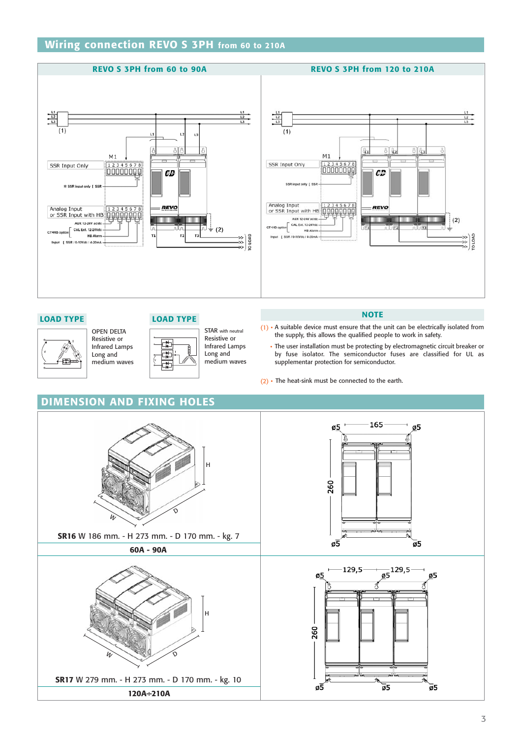## Wiring connection REVO S 3PH from 60 to 210A

### REVO S 3PH from 60 to 90A

### REVO S 3PH from 120 to 210A

### LOAD TYPE

OPEN DELTA
Resistive or
Infrared Lamps
Long and
medium waves

### LOAD TYPE

STAR with neutral
Resistive or
Infrared Lamps
Long and
medium waves

### NOTE

(1) • A suitable device must ensure that the unit can be electrically isolated from the supply, this allows the qualified people to work in safety.

• The user installation must be protecting by electromagnetic circuit breaker or by fuse isolator. The semiconductor fuses are classified for UL as supplementar protection for semiconductor.

(2) • The heat-sink must be connected to the earth.

## DIMENSION AND FIXING HOLES

**SR16** W 186 mm. - H 273 mm. - D 170 mm. - kg. 7

**60A - 90A**

**SR17** W 279 mm. - H 273 mm. - D 170 mm. - kg. 10

**120A÷210A**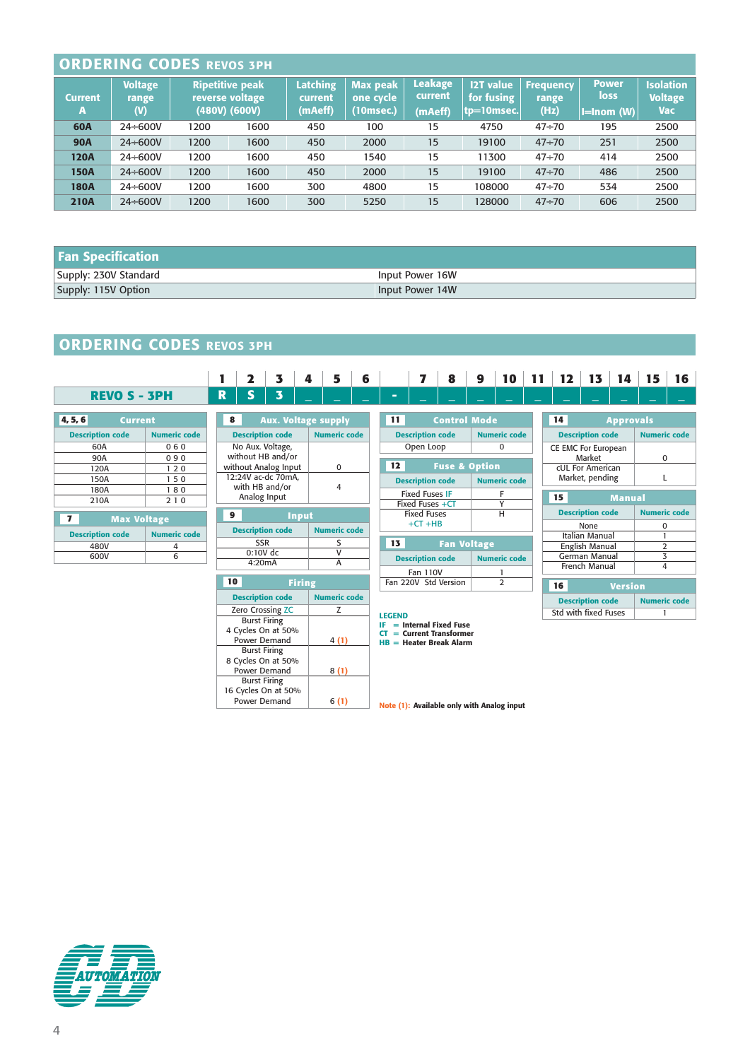## ORDERING CODES REVOS 3PH

| Current A | Voltage range (V) | Ripetitive peak reverse voltage (480V) | (600V) | Latching current (mAeff) | Max peak one cycle (10msec.) | Leakage current (mAeff) | I2T value for fusing tp=10msec. | Frequency range (Hz) | Power loss I=Inom (W) | Isolation Voltage Vac |
|---|---|---|---|---|---|---|---|---|---|---|
| **60A** | 24÷600V | 1200 | 1600 | 450 | 100 | 15 | 4750 | 47÷70 | 195 | 2500 |
| **90A** | 24÷600V | 1200 | 1600 | 450 | 2000 | 15 | 19100 | 47÷70 | 251 | 2500 |
| **120A** | 24÷600V | 1200 | 1600 | 450 | 1540 | 15 | 11300 | 47÷70 | 414 | 2500 |
| **150A** | 24÷600V | 1200 | 1600 | 450 | 2000 | 15 | 19100 | 47÷70 | 486 | 2500 |
| **180A** | 24÷600V | 1200 | 1600 | 300 | 4800 | 15 | 108000 | 47÷70 | 534 | 2500 |
| **210A** | 24÷600V | 1200 | 1600 | 300 | 5250 | 15 | 128000 | 47÷70 | 606 | 2500 |

## Fan Specification

| | |
|---|---|
| Supply: 230V Standard | Input Power 16W |
| Supply: 115V Option | Input Power 14W |

## ORDERING CODES REVOS 3PH

| | 1 | 2 | 3 | 4 | 5 | 6 | | 7 | 8 | 9 | 10 | 11 | 12 | 13 | 14 | 15 | 16 |
|---|---|---|---|---|---|---|---|---|---|---|---|---|---|---|---|---|---|
| **REVO S - 3PH** | R | S | 3 | _ | _ | _ | - | _ | _ | _ | _ | _ | _ | _ | _ | _ | _ |

**4, 5, 6 – Current**

| Description code | Numeric code |
|---|---|
| 60A | 0 6 0 |
| 90A | 0 9 0 |
| 120A | 1 2 0 |
| 150A | 1 5 0 |
| 180A | 1 8 0 |
| 210A | 2 1 0 |

**7 – Max Voltage**

| Description code | Numeric code |
|---|---|
| 480V | 4 |
| 600V | 6 |

**8 – Aux. Voltage supply**

| Description code | Numeric code |
|---|---|
| No Aux. Voltage, without HB and/or without Analog Input | 0 |
| 12:24V ac-dc 70mA, with HB and/or Analog Input | 4 |

**9 – Input**

| Description code | Numeric code |
|---|---|
| SSR | S |
| 0:10V dc | V |
| 4:20mA | A |

**10 – Firing**

| Description code | Numeric code |
|---|---|
| Zero Crossing ZC | Z |
| Burst Firing 4 Cycles On at 50% Power Demand | 4 (1) |
| Burst Firing 8 Cycles On at 50% Power Demand | 8 (1) |
| Burst Firing 16 Cycles On at 50% Power Demand | 6 (1) |

**11 – Control Mode**

| Description code | Numeric code |
|---|---|
| Open Loop | 0 |

**12 – Fuse & Option**

| Description code | Numeric code |
|---|---|
| Fixed Fuses IF | F |
| Fixed Fuses +CT | Y |
| Fixed Fuses +CT +HB | H |

**13 – Fan Voltage**

| Description code | Numeric code |
|---|---|
| Fan 110V | 1 |
| Fan 220V Std Version | 2 |

**LEGEND**
- IF = Internal Fixed Fuse
- CT = Current Transformer
- HB = Heater Break Alarm

**14 – Approvals**

| Description code | Numeric code |
|---|---|
| CE EMC For European Market | 0 |
| cUL For American Market, pending | L |

**15 – Manual**

| Description code | Numeric code |
|---|---|
| None | 0 |
| Italian Manual | 1 |
| English Manual | 2 |
| German Manual | 3 |
| French Manual | 4 |

**16 – Version**

| Description code | Numeric code |
|---|---|
| Std with fixed Fuses | 1 |

Note (1): **Available only with Analog input**

CD AUTOMATION